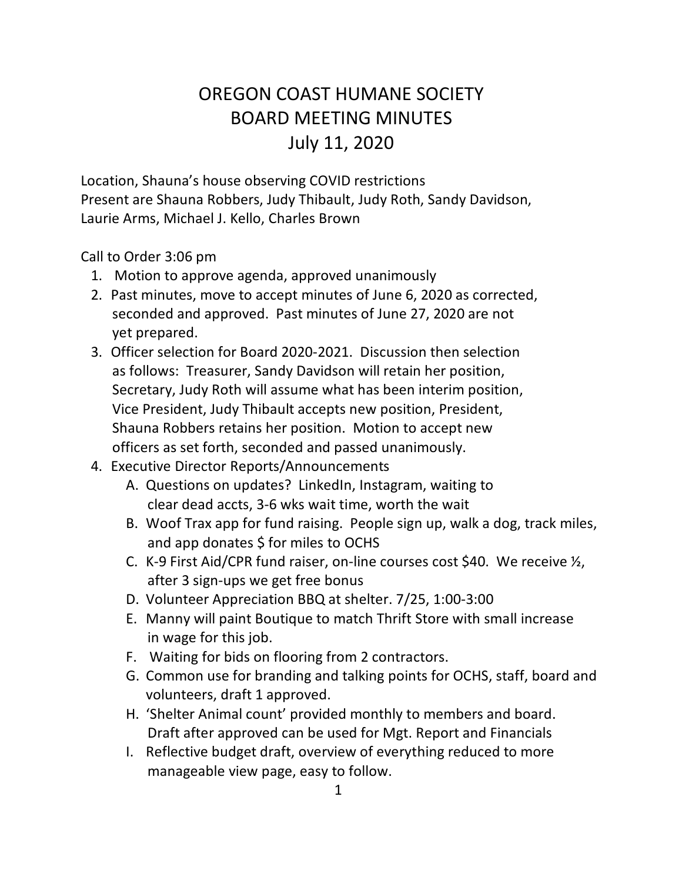# OREGON COAST HUMANE SOCIETY
# BOARD MEETING MINUTES
# July 11, 2020

Location, Shauna's house observing COVID restrictions
Present are Shauna Robbers, Judy Thibault, Judy Roth, Sandy Davidson, Laurie Arms, Michael J. Kello, Charles Brown

Call to Order 3:06 pm

1. Motion to approve agenda, approved unanimously
2. Past minutes, move to accept minutes of June 6, 2020 as corrected, seconded and approved. Past minutes of June 27, 2020 are not yet prepared.
3. Officer selection for Board 2020-2021. Discussion then selection as follows: Treasurer, Sandy Davidson will retain her position, Secretary, Judy Roth will assume what has been interim position, Vice President, Judy Thibault accepts new position, President, Shauna Robbers retains her position. Motion to accept new officers as set forth, seconded and passed unanimously.
4. Executive Director Reports/Announcements
   A. Questions on updates? LinkedIn, Instagram, waiting to clear dead accts, 3-6 wks wait time, worth the wait
   B. Woof Trax app for fund raising. People sign up, walk a dog, track miles, and app donates $ for miles to OCHS
   C. K-9 First Aid/CPR fund raiser, on-line courses cost $40. We receive ½, after 3 sign-ups we get free bonus
   D. Volunteer Appreciation BBQ at shelter. 7/25, 1:00-3:00
   E. Manny will paint Boutique to match Thrift Store with small increase in wage for this job.
   F. Waiting for bids on flooring from 2 contractors.
   G. Common use for branding and talking points for OCHS, staff, board and volunteers, draft 1 approved.
   H. 'Shelter Animal count' provided monthly to members and board. Draft after approved can be used for Mgt. Report and Financials
   I. Reflective budget draft, overview of everything reduced to more manageable view page, easy to follow.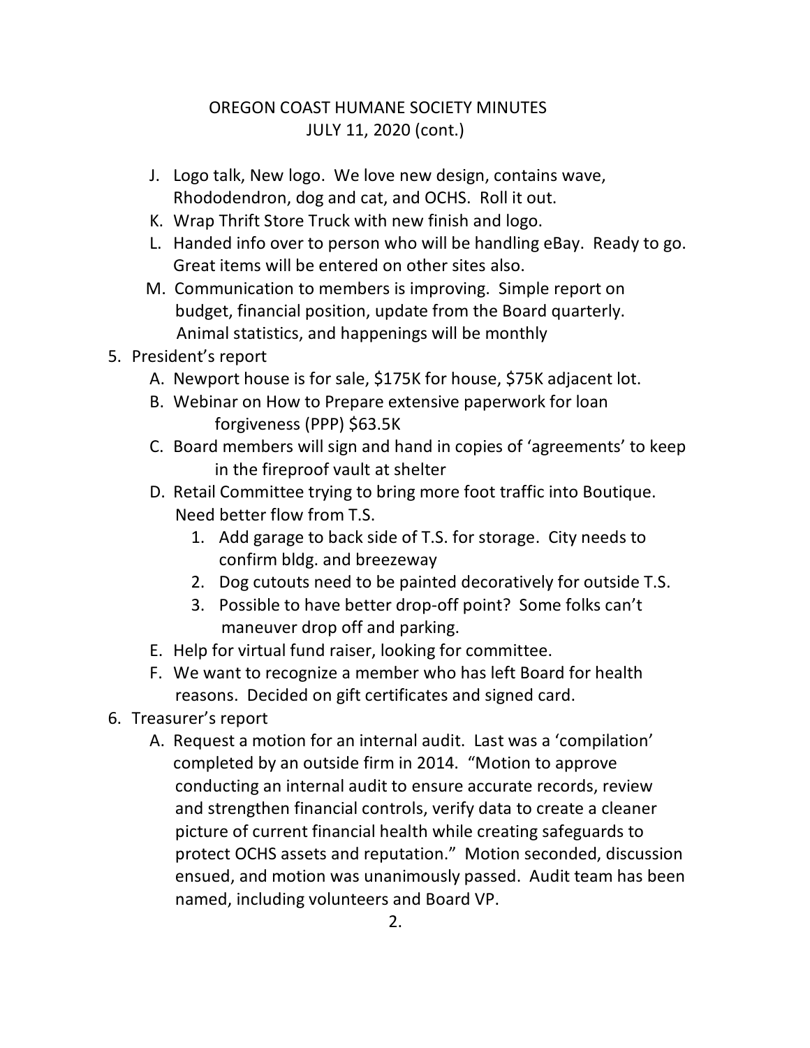# OREGON COAST HUMANE SOCIETY MINUTES
## JULY 11, 2020 (cont.)

J. Logo talk, New logo. We love new design, contains wave, Rhododendron, dog and cat, and OCHS. Roll it out.
K. Wrap Thrift Store Truck with new finish and logo.
L. Handed info over to person who will be handling eBay. Ready to go. Great items will be entered on other sites also.
M. Communication to members is improving. Simple report on budget, financial position, update from the Board quarterly. Animal statistics, and happenings will be monthly

5. President's report
   - A. Newport house is for sale, $175K for house, $75K adjacent lot.
   - B. Webinar on How to Prepare extensive paperwork for loan forgiveness (PPP) $63.5K
   - C. Board members will sign and hand in copies of 'agreements' to keep in the fireproof vault at shelter
   - D. Retail Committee trying to bring more foot traffic into Boutique. Need better flow from T.S.
     1. Add garage to back side of T.S. for storage. City needs to confirm bldg. and breezeway
     2. Dog cutouts need to be painted decoratively for outside T.S.
     3. Possible to have better drop-off point? Some folks can't maneuver drop off and parking.
   - E. Help for virtual fund raiser, looking for committee.
   - F. We want to recognize a member who has left Board for health reasons. Decided on gift certificates and signed card.

6. Treasurer's report
   - A. Request a motion for an internal audit. Last was a 'compilation' completed by an outside firm in 2014. "Motion to approve conducting an internal audit to ensure accurate records, review and strengthen financial controls, verify data to create a cleaner picture of current financial health while creating safeguards to protect OCHS assets and reputation." Motion seconded, discussion ensued, and motion was unanimously passed. Audit team has been named, including volunteers and Board VP.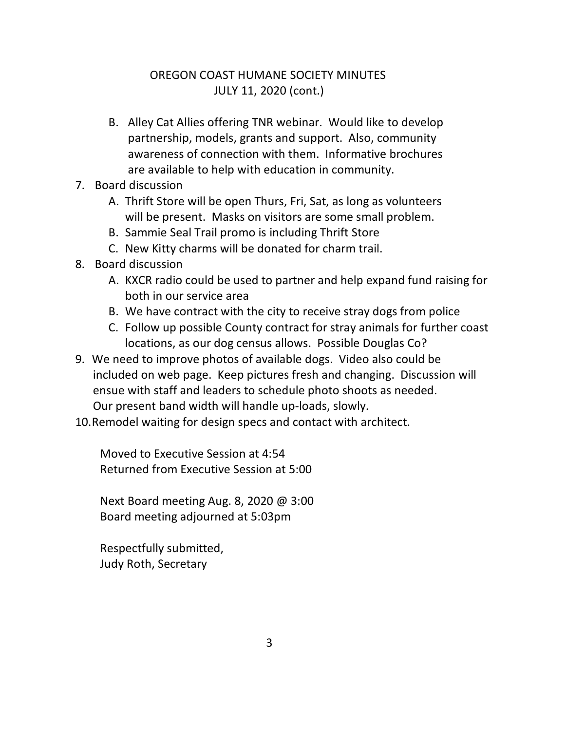# OREGON COAST HUMANE SOCIETY MINUTES
## JULY 11, 2020 (cont.)

B. Alley Cat Allies offering TNR webinar. Would like to develop partnership, models, grants and support. Also, community awareness of connection with them. Informative brochures are available to help with education in community.

7. Board discussion
   A. Thrift Store will be open Thurs, Fri, Sat, as long as volunteers will be present. Masks on visitors are some small problem.
   B. Sammie Seal Trail promo is including Thrift Store
   C. New Kitty charms will be donated for charm trail.
8. Board discussion
   A. KXCR radio could be used to partner and help expand fund raising for both in our service area
   B. We have contract with the city to receive stray dogs from police
   C. Follow up possible County contract for stray animals for further coast locations, as our dog census allows. Possible Douglas Co?
9. We need to improve photos of available dogs. Video also could be included on web page. Keep pictures fresh and changing. Discussion will ensue with staff and leaders to schedule photo shoots as needed. Our present band width will handle up-loads, slowly.
10. Remodel waiting for design specs and contact with architect.

Moved to Executive Session at 4:54
Returned from Executive Session at 5:00

Next Board meeting Aug. 8, 2020 @ 3:00
Board meeting adjourned at 5:03pm

Respectfully submitted,
Judy Roth, Secretary